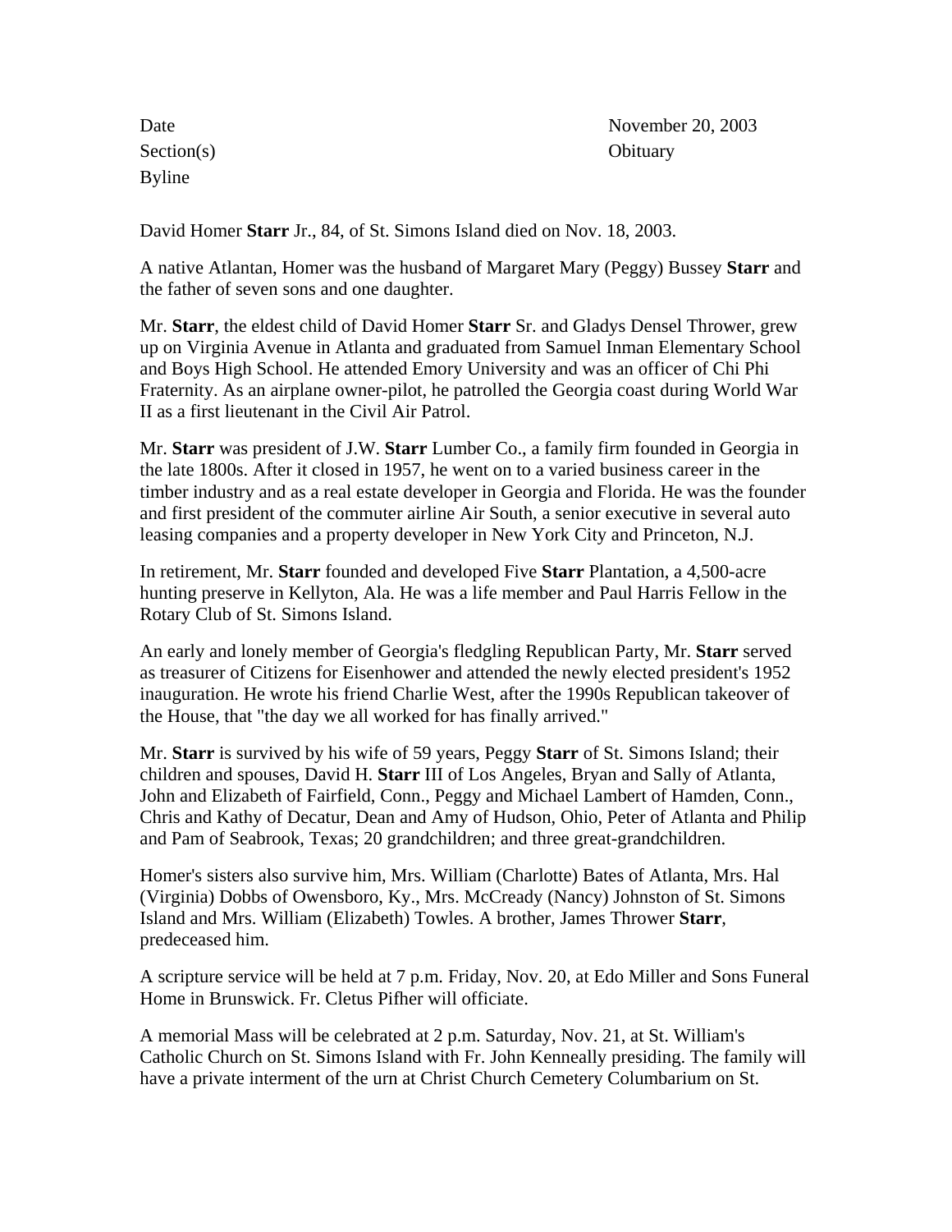| | |
|---|---|
| Date | November 20, 2003 |
| Section(s) | Obituary |
| Byline | |

David Homer **Starr** Jr., 84, of St. Simons Island died on Nov. 18, 2003.

A native Atlantan, Homer was the husband of Margaret Mary (Peggy) Bussey **Starr** and the father of seven sons and one daughter.

Mr. **Starr**, the eldest child of David Homer **Starr** Sr. and Gladys Densel Thrower, grew up on Virginia Avenue in Atlanta and graduated from Samuel Inman Elementary School and Boys High School. He attended Emory University and was an officer of Chi Phi Fraternity. As an airplane owner-pilot, he patrolled the Georgia coast during World War II as a first lieutenant in the Civil Air Patrol.

Mr. **Starr** was president of J.W. **Starr** Lumber Co., a family firm founded in Georgia in the late 1800s. After it closed in 1957, he went on to a varied business career in the timber industry and as a real estate developer in Georgia and Florida. He was the founder and first president of the commuter airline Air South, a senior executive in several auto leasing companies and a property developer in New York City and Princeton, N.J.

In retirement, Mr. **Starr** founded and developed Five **Starr** Plantation, a 4,500-acre hunting preserve in Kellyton, Ala. He was a life member and Paul Harris Fellow in the Rotary Club of St. Simons Island.

An early and lonely member of Georgia's fledgling Republican Party, Mr. **Starr** served as treasurer of Citizens for Eisenhower and attended the newly elected president's 1952 inauguration. He wrote his friend Charlie West, after the 1990s Republican takeover of the House, that "the day we all worked for has finally arrived."

Mr. **Starr** is survived by his wife of 59 years, Peggy **Starr** of St. Simons Island; their children and spouses, David H. **Starr** III of Los Angeles, Bryan and Sally of Atlanta, John and Elizabeth of Fairfield, Conn., Peggy and Michael Lambert of Hamden, Conn., Chris and Kathy of Decatur, Dean and Amy of Hudson, Ohio, Peter of Atlanta and Philip and Pam of Seabrook, Texas; 20 grandchildren; and three great-grandchildren.

Homer's sisters also survive him, Mrs. William (Charlotte) Bates of Atlanta, Mrs. Hal (Virginia) Dobbs of Owensboro, Ky., Mrs. McCready (Nancy) Johnston of St. Simons Island and Mrs. William (Elizabeth) Towles. A brother, James Thrower **Starr**, predeceased him.

A scripture service will be held at 7 p.m. Friday, Nov. 20, at Edo Miller and Sons Funeral Home in Brunswick. Fr. Cletus Pifher will officiate.

A memorial Mass will be celebrated at 2 p.m. Saturday, Nov. 21, at St. William's Catholic Church on St. Simons Island with Fr. John Kenneally presiding. The family will have a private interment of the urn at Christ Church Cemetery Columbarium on St.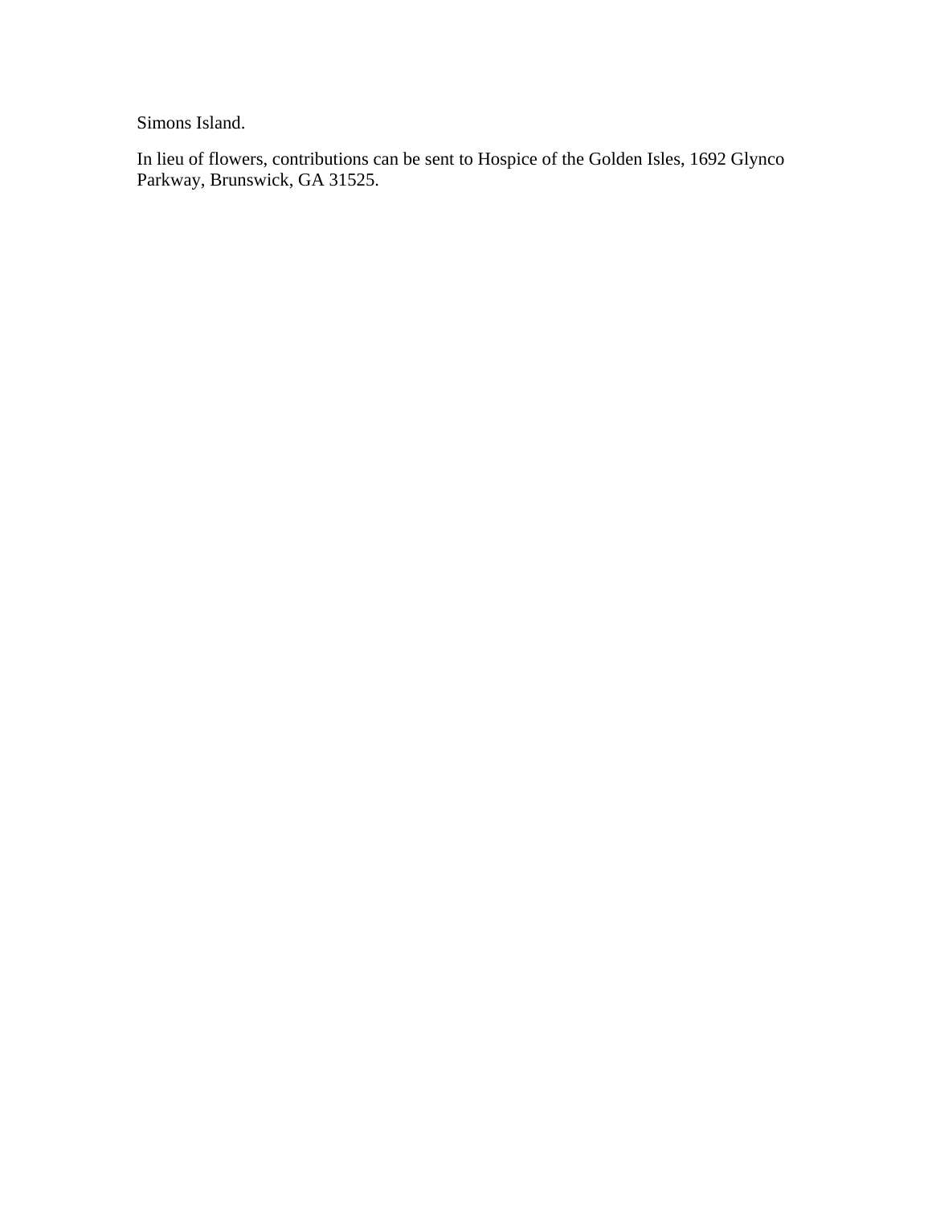Simons Island.

In lieu of flowers, contributions can be sent to Hospice of the Golden Isles, 1692 Glynco Parkway, Brunswick, GA 31525.